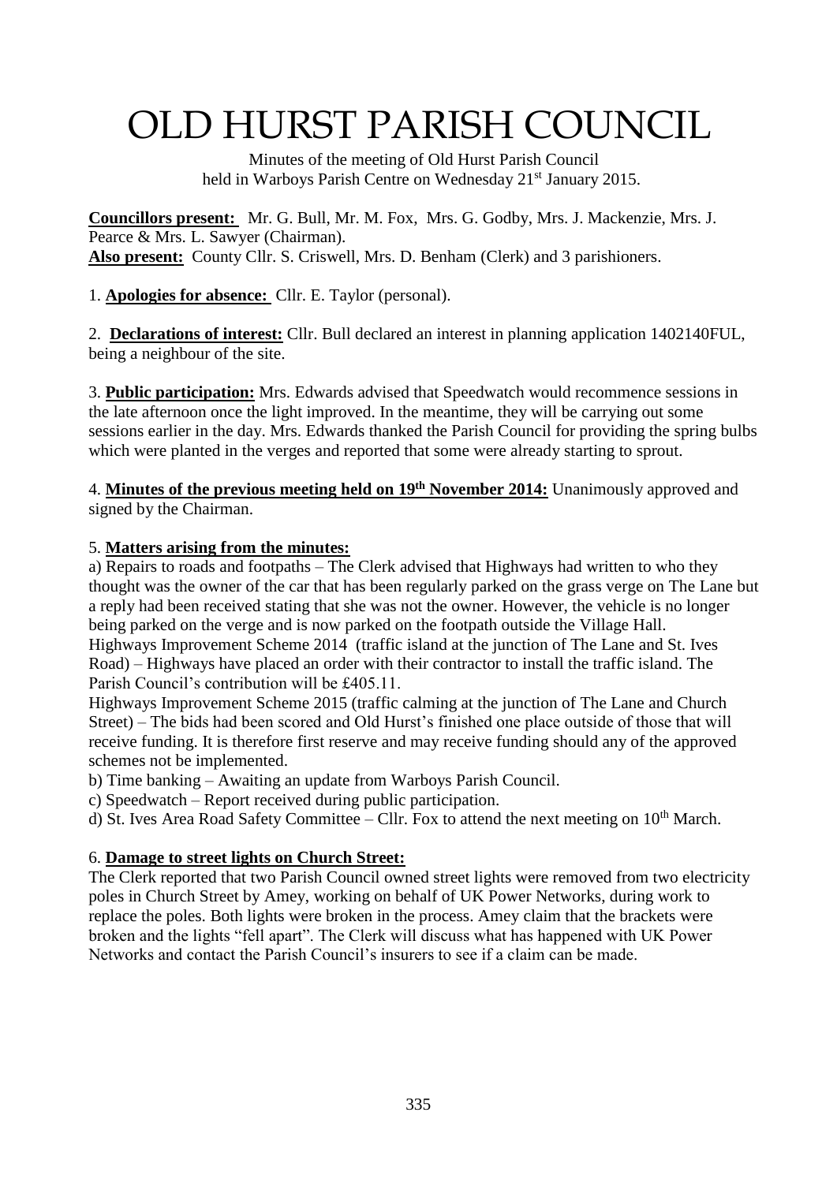# OLD HURST PARISH COUNCIL

Minutes of the meeting of Old Hurst Parish Council
held in Warboys Parish Centre on Wednesday 21st January 2015.

**Councillors present:** Mr. G. Bull, Mr. M. Fox, Mrs. G. Godby, Mrs. J. Mackenzie, Mrs. J. Pearce & Mrs. L. Sawyer (Chairman).
**Also present:** County Cllr. S. Criswell, Mrs. D. Benham (Clerk) and 3 parishioners.

1. **Apologies for absence:** Cllr. E. Taylor (personal).

2. **Declarations of interest:** Cllr. Bull declared an interest in planning application 1402140FUL, being a neighbour of the site.

3. **Public participation:** Mrs. Edwards advised that Speedwatch would recommence sessions in the late afternoon once the light improved. In the meantime, they will be carrying out some sessions earlier in the day. Mrs. Edwards thanked the Parish Council for providing the spring bulbs which were planted in the verges and reported that some were already starting to sprout.

4. **Minutes of the previous meeting held on 19th November 2014:** Unanimously approved and signed by the Chairman.

5. **Matters arising from the minutes:**

a) Repairs to roads and footpaths – The Clerk advised that Highways had written to who they thought was the owner of the car that has been regularly parked on the grass verge on The Lane but a reply had been received stating that she was not the owner. However, the vehicle is no longer being parked on the verge and is now parked on the footpath outside the Village Hall.
Highways Improvement Scheme 2014 (traffic island at the junction of The Lane and St. Ives Road) – Highways have placed an order with their contractor to install the traffic island. The Parish Council's contribution will be £405.11.
Highways Improvement Scheme 2015 (traffic calming at the junction of The Lane and Church Street) – The bids had been scored and Old Hurst's finished one place outside of those that will receive funding. It is therefore first reserve and may receive funding should any of the approved schemes not be implemented.

b) Time banking – Awaiting an update from Warboys Parish Council.

c) Speedwatch – Report received during public participation.

d) St. Ives Area Road Safety Committee – Cllr. Fox to attend the next meeting on 10th March.

6. **Damage to street lights on Church Street:**

The Clerk reported that two Parish Council owned street lights were removed from two electricity poles in Church Street by Amey, working on behalf of UK Power Networks, during work to replace the poles. Both lights were broken in the process. Amey claim that the brackets were broken and the lights "fell apart". The Clerk will discuss what has happened with UK Power Networks and contact the Parish Council's insurers to see if a claim can be made.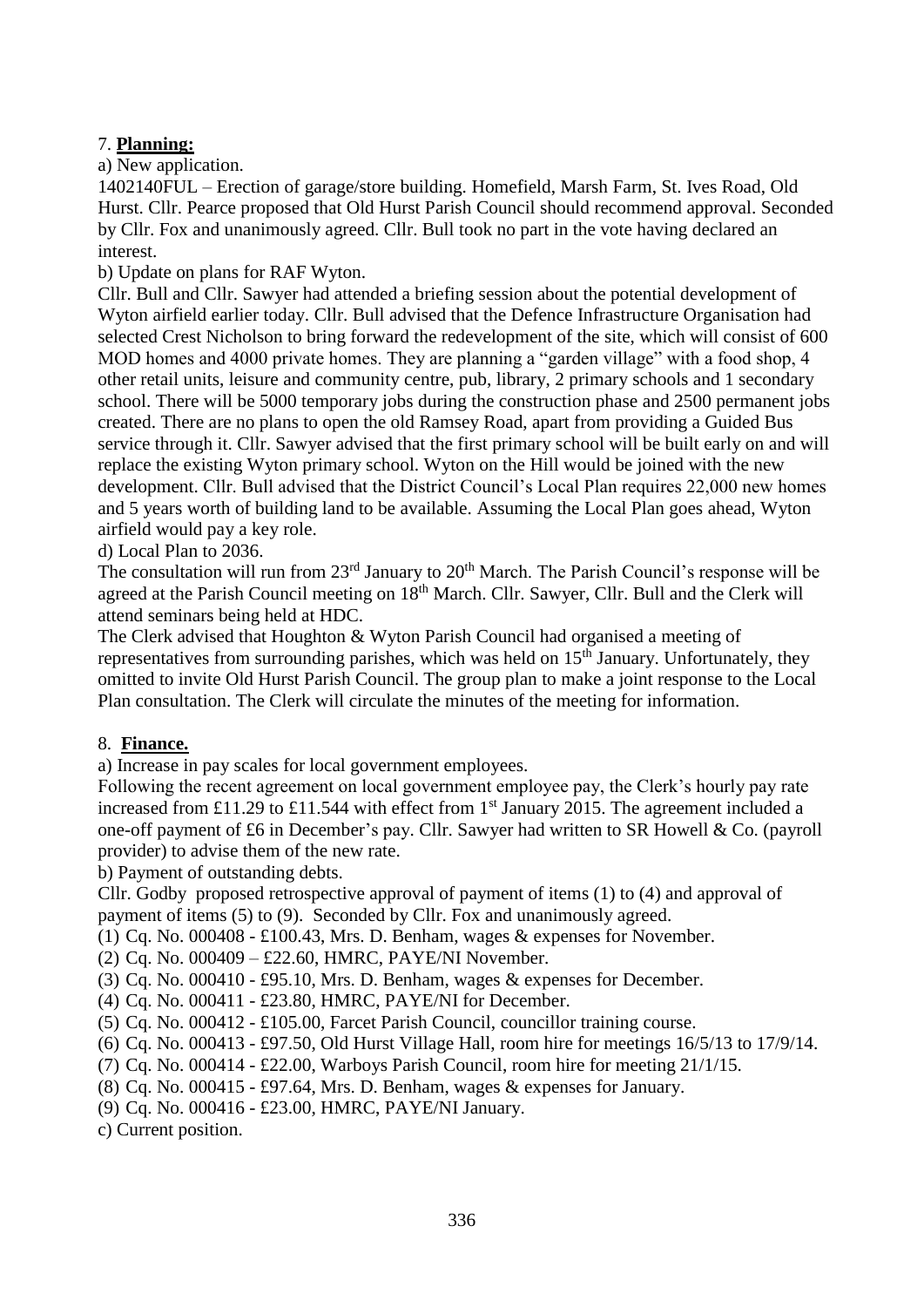7. **Planning:**

a) New application.

1402140FUL – Erection of garage/store building. Homefield, Marsh Farm, St. Ives Road, Old Hurst. Cllr. Pearce proposed that Old Hurst Parish Council should recommend approval. Seconded by Cllr. Fox and unanimously agreed. Cllr. Bull took no part in the vote having declared an interest.

b) Update on plans for RAF Wyton.

Cllr. Bull and Cllr. Sawyer had attended a briefing session about the potential development of Wyton airfield earlier today. Cllr. Bull advised that the Defence Infrastructure Organisation had selected Crest Nicholson to bring forward the redevelopment of the site, which will consist of 600 MOD homes and 4000 private homes. They are planning a "garden village" with a food shop, 4 other retail units, leisure and community centre, pub, library, 2 primary schools and 1 secondary school. There will be 5000 temporary jobs during the construction phase and 2500 permanent jobs created. There are no plans to open the old Ramsey Road, apart from providing a Guided Bus service through it. Cllr. Sawyer advised that the first primary school will be built early on and will replace the existing Wyton primary school. Wyton on the Hill would be joined with the new development. Cllr. Bull advised that the District Council's Local Plan requires 22,000 new homes and 5 years worth of building land to be available. Assuming the Local Plan goes ahead, Wyton airfield would pay a key role.

d) Local Plan to 2036.

The consultation will run from 23rd January to 20th March. The Parish Council's response will be agreed at the Parish Council meeting on 18th March. Cllr. Sawyer, Cllr. Bull and the Clerk will attend seminars being held at HDC.

The Clerk advised that Houghton & Wyton Parish Council had organised a meeting of representatives from surrounding parishes, which was held on 15th January. Unfortunately, they omitted to invite Old Hurst Parish Council. The group plan to make a joint response to the Local Plan consultation. The Clerk will circulate the minutes of the meeting for information.

8. **Finance.**

a) Increase in pay scales for local government employees.

Following the recent agreement on local government employee pay, the Clerk's hourly pay rate increased from £11.29 to £11.544 with effect from 1st January 2015. The agreement included a one-off payment of £6 in December's pay. Cllr. Sawyer had written to SR Howell & Co. (payroll provider) to advise them of the new rate.

b) Payment of outstanding debts.

Cllr. Godby proposed retrospective approval of payment of items (1) to (4) and approval of payment of items (5) to (9). Seconded by Cllr. Fox and unanimously agreed.

(1) Cq. No. 000408 - £100.43, Mrs. D. Benham, wages & expenses for November.
(2) Cq. No. 000409 – £22.60, HMRC, PAYE/NI November.
(3) Cq. No. 000410 - £95.10, Mrs. D. Benham, wages & expenses for December.
(4) Cq. No. 000411 - £23.80, HMRC, PAYE/NI for December.
(5) Cq. No. 000412 - £105.00, Farcet Parish Council, councillor training course.
(6) Cq. No. 000413 - £97.50, Old Hurst Village Hall, room hire for meetings 16/5/13 to 17/9/14.
(7) Cq. No. 000414 - £22.00, Warboys Parish Council, room hire for meeting 21/1/15.
(8) Cq. No. 000415 - £97.64, Mrs. D. Benham, wages & expenses for January.
(9) Cq. No. 000416 - £23.00, HMRC, PAYE/NI January.

c) Current position.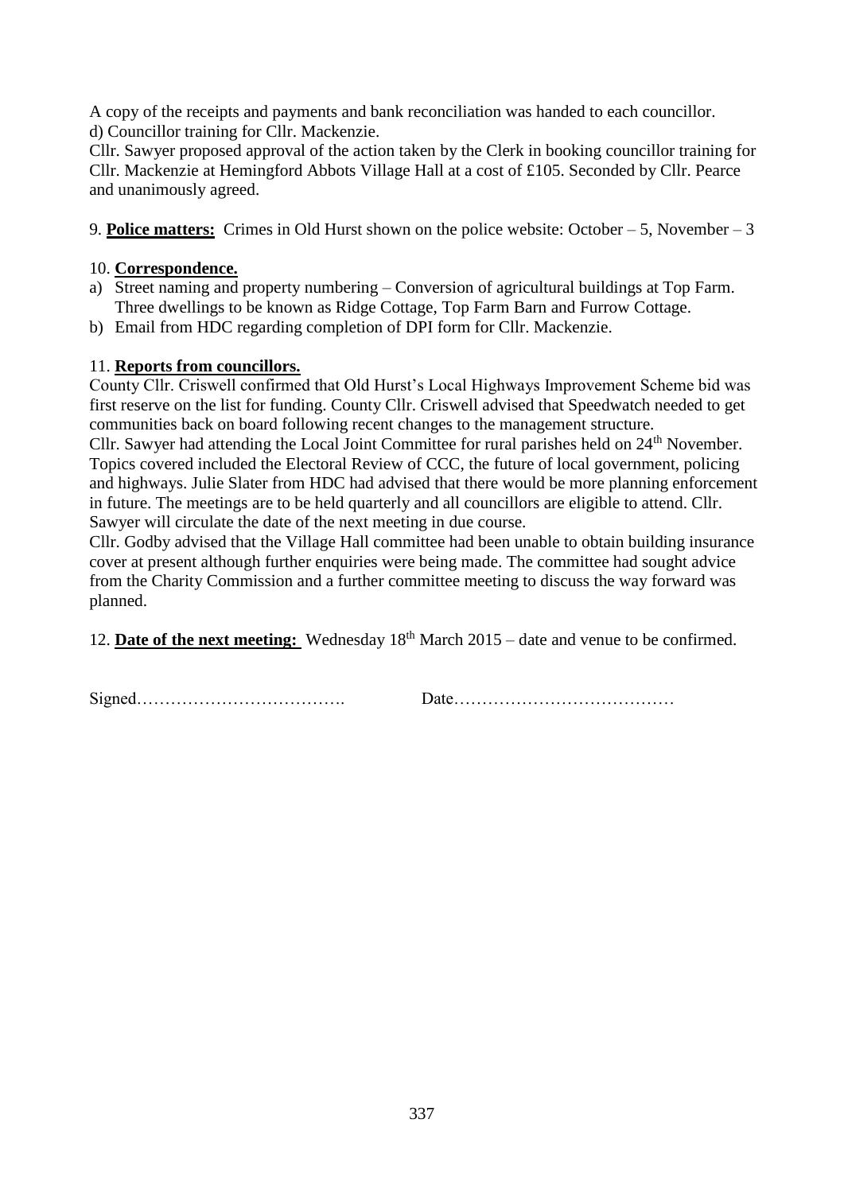A copy of the receipts and payments and bank reconciliation was handed to each councillor.

d) Councillor training for Cllr. Mackenzie.

Cllr. Sawyer proposed approval of the action taken by the Clerk in booking councillor training for Cllr. Mackenzie at Hemingford Abbots Village Hall at a cost of £105. Seconded by Cllr. Pearce and unanimously agreed.

9. **Police matters:** Crimes in Old Hurst shown on the police website: October – 5, November – 3

10. **Correspondence.**

a) Street naming and property numbering – Conversion of agricultural buildings at Top Farm. Three dwellings to be known as Ridge Cottage, Top Farm Barn and Furrow Cottage.
b) Email from HDC regarding completion of DPI form for Cllr. Mackenzie.

11. **Reports from councillors.**

County Cllr. Criswell confirmed that Old Hurst's Local Highways Improvement Scheme bid was first reserve on the list for funding. County Cllr. Criswell advised that Speedwatch needed to get communities back on board following recent changes to the management structure.

Cllr. Sawyer had attending the Local Joint Committee for rural parishes held on 24th November. Topics covered included the Electoral Review of CCC, the future of local government, policing and highways. Julie Slater from HDC had advised that there would be more planning enforcement in future. The meetings are to be held quarterly and all councillors are eligible to attend. Cllr. Sawyer will circulate the date of the next meeting in due course.

Cllr. Godby advised that the Village Hall committee had been unable to obtain building insurance cover at present although further enquiries were being made. The committee had sought advice from the Charity Commission and a further committee meeting to discuss the way forward was planned.

12. **Date of the next meeting:** Wednesday 18th March 2015 – date and venue to be confirmed.

Signed………………………………. Date…………………………………